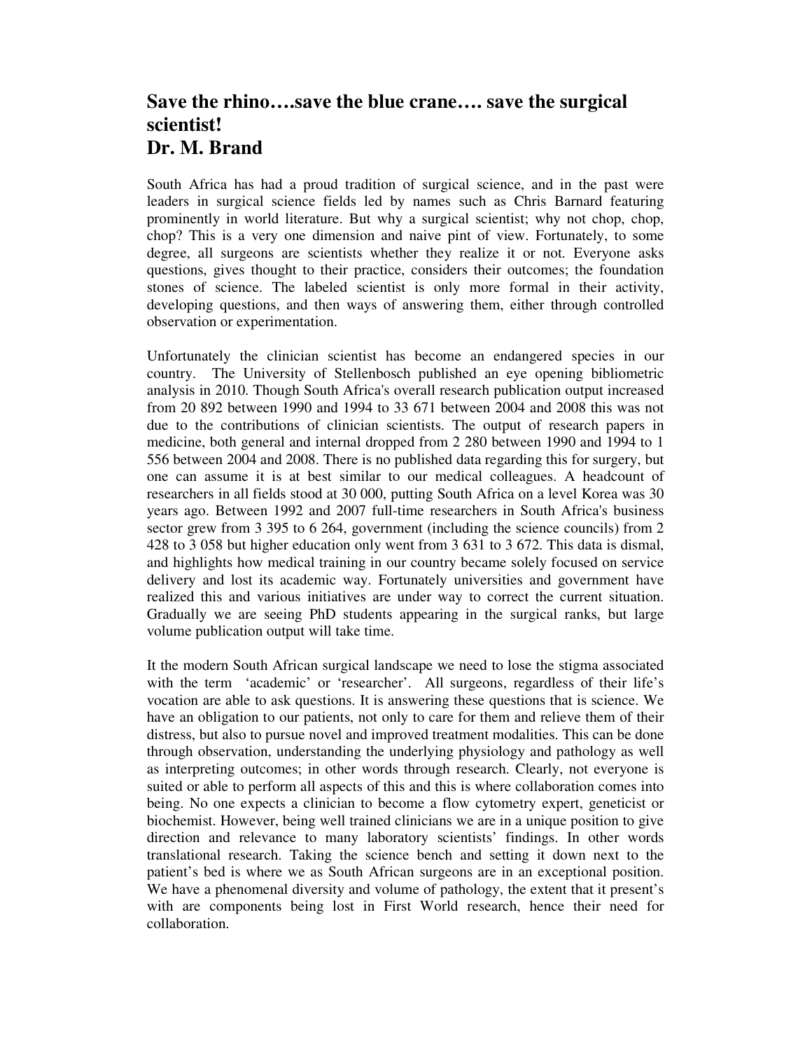# Save the rhino….save the blue crane…. save the surgical scientist!

**Dr. M. Brand**

South Africa has had a proud tradition of surgical science, and in the past were leaders in surgical science fields led by names such as Chris Barnard featuring prominently in world literature. But why a surgical scientist; why not chop, chop, chop? This is a very one dimension and naive pint of view. Fortunately, to some degree, all surgeons are scientists whether they realize it or not. Everyone asks questions, gives thought to their practice, considers their outcomes; the foundation stones of science. The labeled scientist is only more formal in their activity, developing questions, and then ways of answering them, either through controlled observation or experimentation.

Unfortunately the clinician scientist has become an endangered species in our country. The University of Stellenbosch published an eye opening bibliometric analysis in 2010. Though South Africa's overall research publication output increased from 20 892 between 1990 and 1994 to 33 671 between 2004 and 2008 this was not due to the contributions of clinician scientists. The output of research papers in medicine, both general and internal dropped from 2 280 between 1990 and 1994 to 1 556 between 2004 and 2008. There is no published data regarding this for surgery, but one can assume it is at best similar to our medical colleagues. A headcount of researchers in all fields stood at 30 000, putting South Africa on a level Korea was 30 years ago. Between 1992 and 2007 full-time researchers in South Africa's business sector grew from 3 395 to 6 264, government (including the science councils) from 2 428 to 3 058 but higher education only went from 3 631 to 3 672. This data is dismal, and highlights how medical training in our country became solely focused on service delivery and lost its academic way. Fortunately universities and government have realized this and various initiatives are under way to correct the current situation. Gradually we are seeing PhD students appearing in the surgical ranks, but large volume publication output will take time.

It the modern South African surgical landscape we need to lose the stigma associated with the term 'academic' or 'researcher'. All surgeons, regardless of their life's vocation are able to ask questions. It is answering these questions that is science. We have an obligation to our patients, not only to care for them and relieve them of their distress, but also to pursue novel and improved treatment modalities. This can be done through observation, understanding the underlying physiology and pathology as well as interpreting outcomes; in other words through research. Clearly, not everyone is suited or able to perform all aspects of this and this is where collaboration comes into being. No one expects a clinician to become a flow cytometry expert, geneticist or biochemist. However, being well trained clinicians we are in a unique position to give direction and relevance to many laboratory scientists' findings. In other words translational research. Taking the science bench and setting it down next to the patient's bed is where we as South African surgeons are in an exceptional position. We have a phenomenal diversity and volume of pathology, the extent that it present's with are components being lost in First World research, hence their need for collaboration.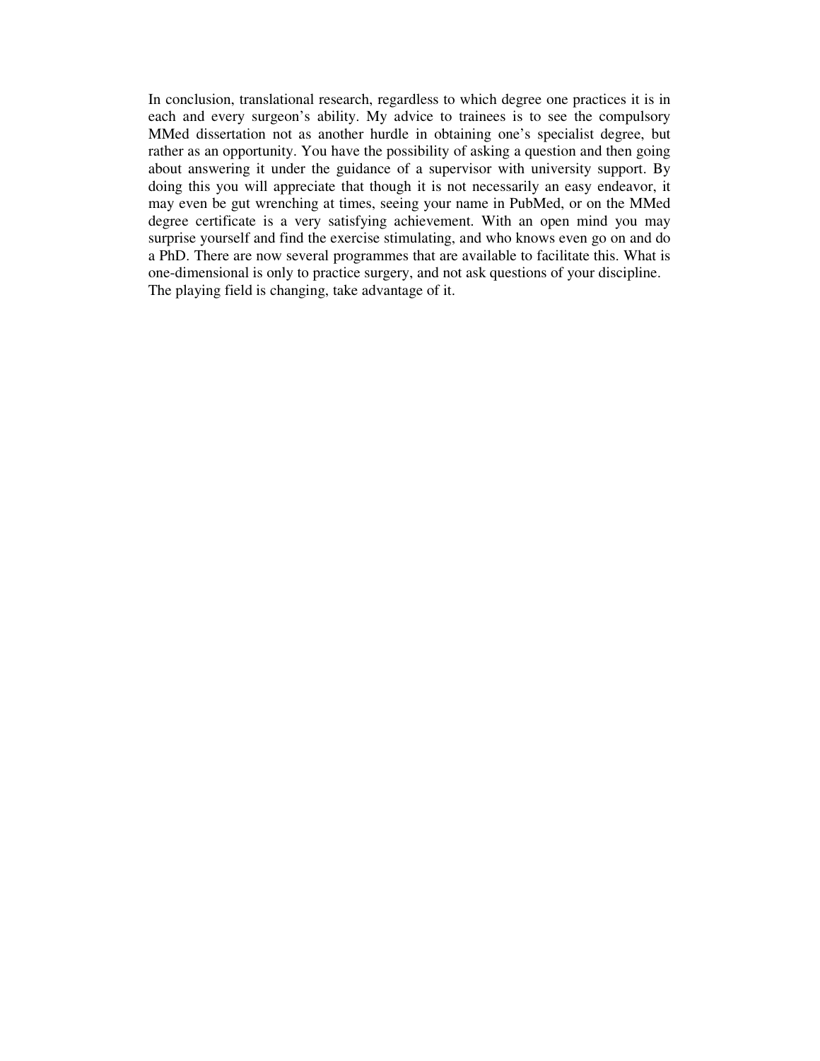In conclusion, translational research, regardless to which degree one practices it is in each and every surgeon's ability. My advice to trainees is to see the compulsory MMed dissertation not as another hurdle in obtaining one's specialist degree, but rather as an opportunity. You have the possibility of asking a question and then going about answering it under the guidance of a supervisor with university support. By doing this you will appreciate that though it is not necessarily an easy endeavor, it may even be gut wrenching at times, seeing your name in PubMed, or on the MMed degree certificate is a very satisfying achievement. With an open mind you may surprise yourself and find the exercise stimulating, and who knows even go on and do a PhD. There are now several programmes that are available to facilitate this. What is one-dimensional is only to practice surgery, and not ask questions of your discipline. The playing field is changing, take advantage of it.